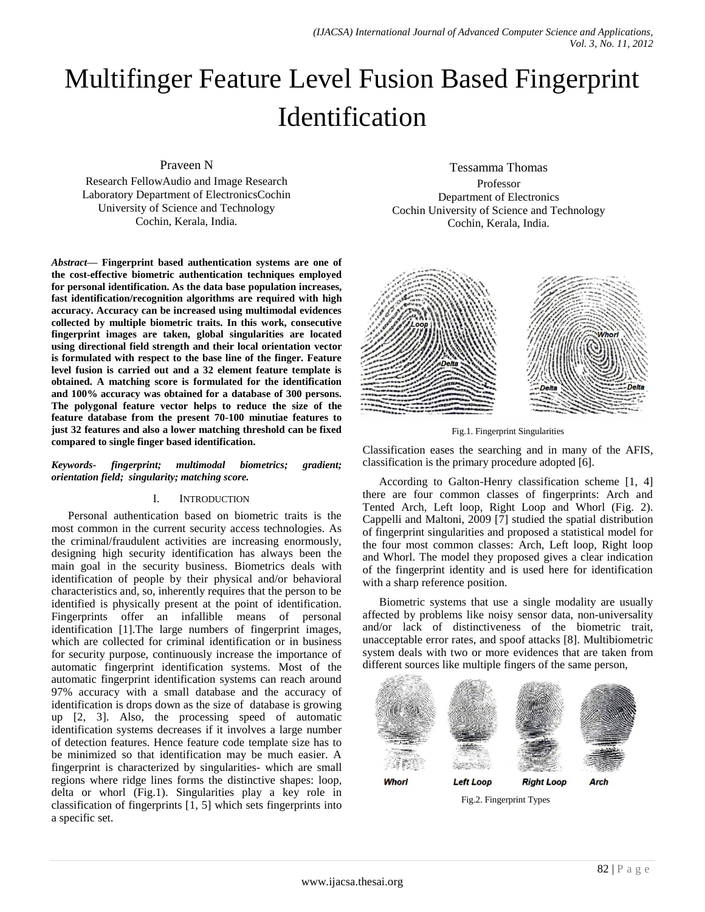# Multifinger Feature Level Fusion Based Fingerprint Identification

Praveen N
Research FellowAudio and Image Research Laboratory Department of ElectronicsCochin University of Science and Technology
Cochin, Kerala, India.

Tessamma Thomas
Professor
Department of Electronics
Cochin University of Science and Technology
Cochin, Kerala, India.

***Abstract*— Fingerprint based authentication systems are one of the cost-effective biometric authentication techniques employed for personal identification. As the data base population increases, fast identification/recognition algorithms are required with high accuracy. Accuracy can be increased using multimodal evidences collected by multiple biometric traits. In this work, consecutive fingerprint images are taken, global singularities are located using directional field strength and their local orientation vector is formulated with respect to the base line of the finger. Feature level fusion is carried out and a 32 element feature template is obtained. A matching score is formulated for the identification and 100% accuracy was obtained for a database of 300 persons. The polygonal feature vector helps to reduce the size of the feature database from the present 70-100 minutiae features to just 32 features and also a lower matching threshold can be fixed compared to single finger based identification.**

***Keywords- fingerprint; multimodal biometrics; gradient; orientation field; singularity; matching score.***

## I. Introduction

Personal authentication based on biometric traits is the most common in the current security access technologies. As the criminal/fraudulent activities are increasing enormously, designing high security identification has always been the main goal in the security business. Biometrics deals with identification of people by their physical and/or behavioral characteristics and, so, inherently requires that the person to be identified is physically present at the point of identification. Fingerprints offer an infallible means of personal identification [1].The large numbers of fingerprint images, which are collected for criminal identification or in business for security purpose, continuously increase the importance of automatic fingerprint identification systems. Most of the automatic fingerprint identification systems can reach around 97% accuracy with a small database and the accuracy of identification is drops down as the size of database is growing up [2, 3]. Also, the processing speed of automatic identification systems decreases if it involves a large number of detection features. Hence feature code template size has to be minimized so that identification may be much easier. A fingerprint is characterized by singularities- which are small regions where ridge lines forms the distinctive shapes: loop, delta or whorl (Fig.1). Singularities play a key role in classification of fingerprints [1, 5] which sets fingerprints into a specific set.

Fig.1. Fingerprint Singularities

Classification eases the searching and in many of the AFIS, classification is the primary procedure adopted [6].

According to Galton-Henry classification scheme [1, 4] there are four common classes of fingerprints: Arch and Tented Arch, Left loop, Right Loop and Whorl (Fig. 2). Cappelli and Maltoni, 2009 [7] studied the spatial distribution of fingerprint singularities and proposed a statistical model for the four most common classes: Arch, Left loop, Right loop and Whorl. The model they proposed gives a clear indication of the fingerprint identity and is used here for identification with a sharp reference position.

Biometric systems that use a single modality are usually affected by problems like noisy sensor data, non-universality and/or lack of distinctiveness of the biometric trait, unacceptable error rates, and spoof attacks [8]. Multibiometric system deals with two or more evidences that are taken from different sources like multiple fingers of the same person,

Fig.2. Fingerprint Types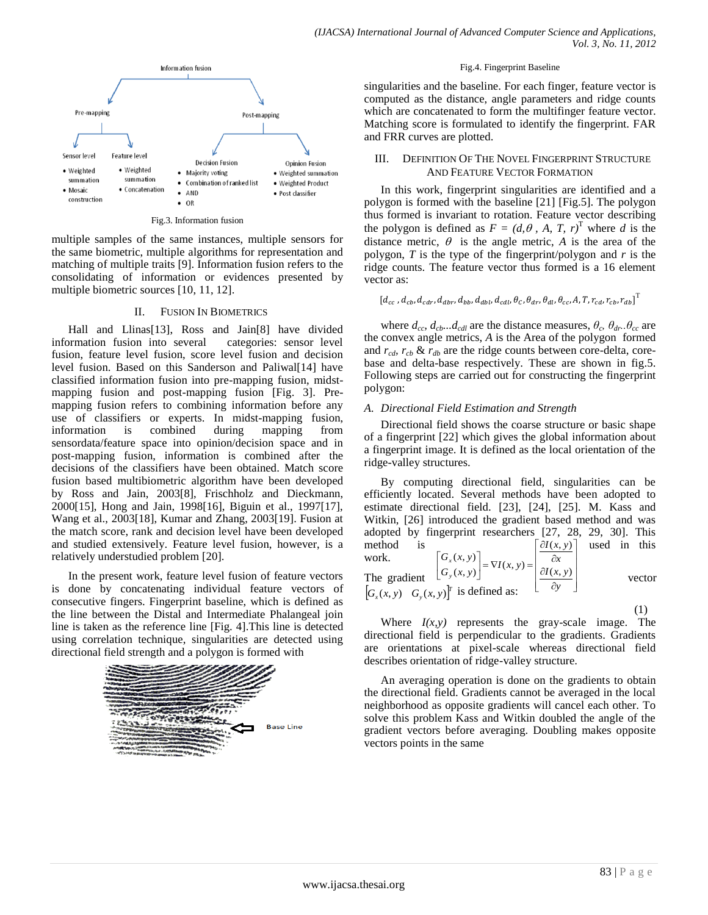Fig.3. Information fusion

multiple samples of the same instances, multiple sensors for the same biometric, multiple algorithms for representation and matching of multiple traits [9]. Information fusion refers to the consolidating of information or evidences presented by multiple biometric sources [10, 11, 12].

## II. Fusion In Biometrics

Hall and Llinas[13], Ross and Jain[8] have divided information fusion into several categories: sensor level fusion, feature level fusion, score level fusion and decision level fusion. Based on this Sanderson and Paliwal[14] have classified information fusion into pre-mapping fusion, midst-mapping fusion and post-mapping fusion [Fig. 3]. Pre-mapping fusion refers to combining information before any use of classifiers or experts. In midst-mapping fusion, information is combined during mapping from sensordata/feature space into opinion/decision space and in post-mapping fusion, information is combined after the decisions of the classifiers have been obtained. Match score fusion based multibiometric algorithm have been developed by Ross and Jain, 2003[8], Frischholz and Dieckmann, 2000[15], Hong and Jain, 1998[16], Biguin et al., 1997[17], Wang et al., 2003[18], Kumar and Zhang, 2003[19]. Fusion at the match score, rank and decision level have been developed and studied extensively. Feature level fusion, however, is a relatively understudied problem [20].

In the present work, feature level fusion of feature vectors is done by concatenating individual feature vectors of consecutive fingers. Fingerprint baseline, which is defined as the line between the Distal and Intermediate Phalangeal join line is taken as the reference line [Fig. 4].This line is detected using correlation technique, singularities are detected using directional field strength and a polygon is formed with

Fig.4. Fingerprint Baseline

singularities and the baseline. For each finger, feature vector is computed as the distance, angle parameters and ridge counts which are concatenated to form the multifinger feature vector. Matching score is formulated to identify the fingerprint. FAR and FRR curves are plotted.

## III. Definition Of The Novel Fingerprint Structure And Feature Vector Formation

In this work, fingerprint singularities are identified and a polygon is formed with the baseline [21] [Fig.5]. The polygon thus formed is invariant to rotation. Feature vector describing the polygon is defined as $F = (d, \theta, A, T, r)^T$ where $d$ is the distance metric, $\theta$ is the angle metric, $A$ is the area of the polygon, $T$ is the type of the fingerprint/polygon and $r$ is the ridge counts. The feature vector thus formed is a 16 element vector as:

$$[d_{cc}, d_{cb}, d_{cdr}, d_{dbr}, d_{bb}, d_{dbl}, d_{cdl}, \theta_c, \theta_{dr}, \theta_{dl}, \theta_{cc}, A, T, r_{cd}, r_{cb}, r_{db}]^T$$

where $d_{cc}$, $d_{cb}$...$d_{cdl}$ are the distance measures, $\theta_c$, $\theta_{dr}$..$\theta_{cc}$ are the convex angle metrics, $A$ is the Area of the polygon formed and $r_{cd}$, $r_{cb}$ & $r_{db}$ are the ridge counts between core-delta, core-base and delta-base respectively. These are shown in fig.5. Following steps are carried out for constructing the fingerprint polygon:

### A. Directional Field Estimation and Strength

Directional field shows the coarse structure or basic shape of a fingerprint [22] which gives the global information about a fingerprint image. It is defined as the local orientation of the ridge-valley structures.

By computing directional field, singularities can be efficiently located. Several methods have been adopted to estimate directional field. [23], [24], [25]. M. Kass and Witkin, [26] introduced the gradient based method and was adopted by fingerprint researchers [27, 28, 29, 30]. This method is used in this work. The gradient vector $[G_x(x,y) \quad G_y(x,y)]^T$ is defined as:

$$\begin{bmatrix} G_x(x,y) \\ G_y(x,y) \end{bmatrix} = \nabla I(x,y) = \begin{bmatrix} \dfrac{\partial I(x,y)}{\partial x} \\ \dfrac{\partial I(x,y)}{\partial y} \end{bmatrix} \tag{1}$$

Where $I(x,y)$ represents the gray-scale image. The directional field is perpendicular to the gradients. Gradients are orientations at pixel-scale whereas directional field describes orientation of ridge-valley structure.

An averaging operation is done on the gradients to obtain the directional field. Gradients cannot be averaged in the local neighborhood as opposite gradients will cancel each other. To solve this problem Kass and Witkin doubled the angle of the gradient vectors before averaging. Doubling makes opposite vectors points in the same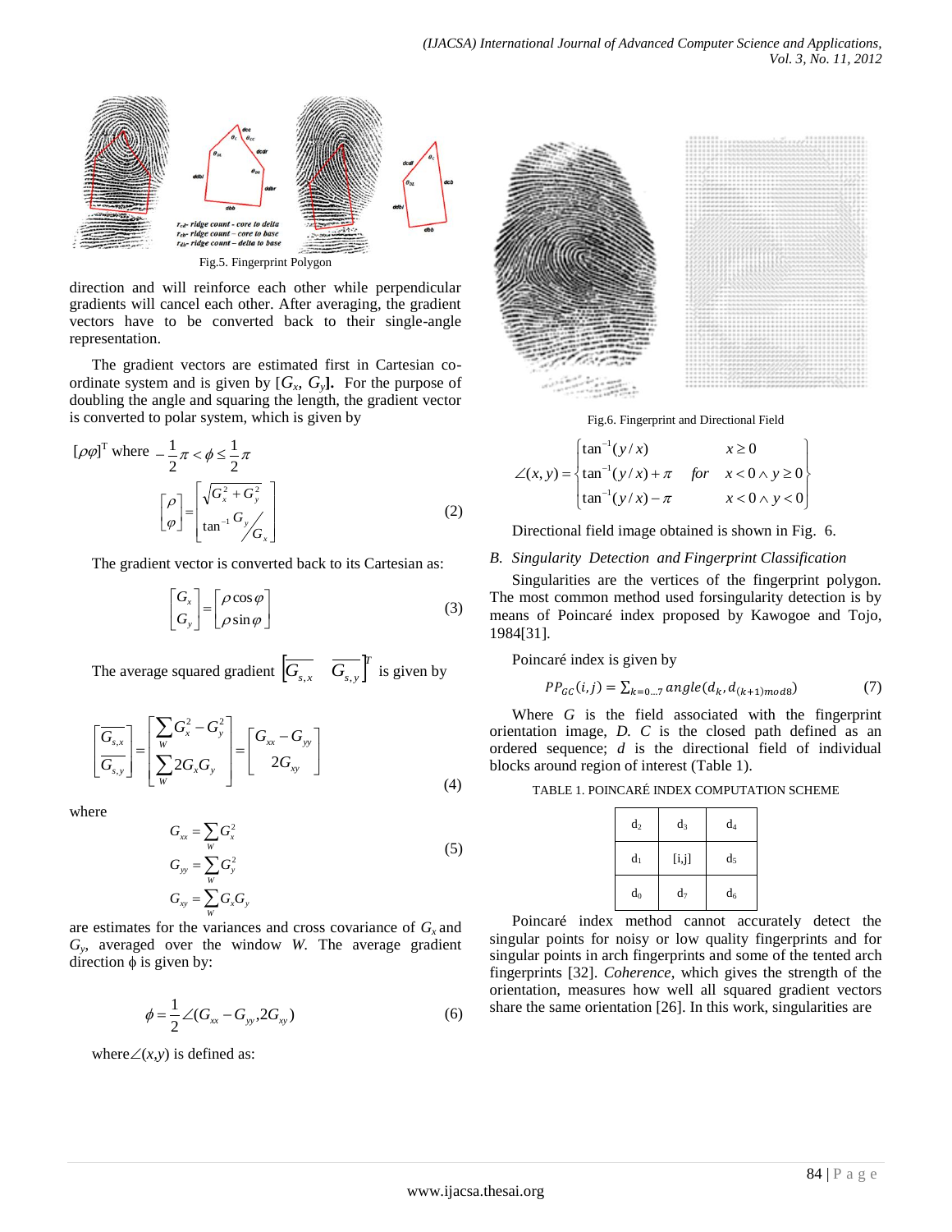Fig.5. Fingerprint Polygon

direction and will reinforce each other while perpendicular gradients will cancel each other. After averaging, the gradient vectors have to be converted back to their single-angle representation.

The gradient vectors are estimated first in Cartesian co-ordinate system and is given by $[G_x, G_y]$. For the purpose of doubling the angle and squaring the length, the gradient vector is converted to polar system, which is given by

$$[\rho\varphi]^T \text{ where } -\frac{1}{2}\pi < \phi \le \frac{1}{2}\pi$$

$$\begin{bmatrix} \rho \\ \varphi \end{bmatrix} = \begin{bmatrix} \sqrt{G_x^2 + G_y^2} \\ \tan^{-1} G_y / G_x \end{bmatrix} \tag{2}$$

The gradient vector is converted back to its Cartesian as:

$$\begin{bmatrix} G_x \\ G_y \end{bmatrix} = \begin{bmatrix} \rho\cos\varphi \\ \rho\sin\varphi \end{bmatrix} \tag{3}$$

The average squared gradient $\begin{bmatrix} \overline{G_{s,x}} & \overline{G_{s,y}} \end{bmatrix}^T$ is given by

$$\begin{bmatrix} \overline{G_{s,x}} \\ \overline{G_{s,y}} \end{bmatrix} = \begin{bmatrix} \sum_W G_x^2 - G_y^2 \\ \sum_W 2G_x G_y \end{bmatrix} = \begin{bmatrix} G_{xx} - G_{yy} \\ 2G_{xy} \end{bmatrix} \tag{4}$$

where

$$G_{xx} = \sum_W G_x^2$$
$$G_{yy} = \sum_W G_y^2 \tag{5}$$
$$G_{xy} = \sum_W G_x G_y$$

are estimates for the variances and cross covariance of $G_x$ and $G_y$, averaged over the window *W*. The average gradient direction $\phi$ is given by:

$$\phi = \frac{1}{2}\angle(G_{xx} - G_{yy}, 2G_{xy}) \tag{6}$$

where $\angle(x,y)$ is defined as:

$$\angle(x,y) = \begin{cases} \tan^{-1}(y/x) & x \ge 0 \\ \tan^{-1}(y/x) + \pi \quad \text{for} & x < 0 \wedge y \ge 0 \\ \tan^{-1}(y/x) - \pi & x < 0 \wedge y < 0 \end{cases}$$

Fig.6. Fingerprint and Directional Field

Directional field image obtained is shown in Fig. 6.

### B. *Singularity Detection and Fingerprint Classification*

Singularities are the vertices of the fingerprint polygon. The most common method used forsingularity detection is by means of Poincaré index proposed by Kawogoe and Tojo, 1984[31].

Poincaré index is given by

$$PP_{GC}(i,j) = \sum_{k=0\ldots7} angle(d_k, d_{(k+1)mod8}) \tag{7}$$

Where *G* is the field associated with the fingerprint orientation image, *D. C* is the closed path defined as an ordered sequence; *d* is the directional field of individual blocks around region of interest (Table 1).

TABLE 1. POINCARÉ INDEX COMPUTATION SCHEME

| $d_2$ | $d_3$ | $d_4$ |
|---|---|---|
| $d_1$ | [i,j] | $d_5$ |
| $d_0$ | $d_7$ | $d_6$ |

Poincaré index method cannot accurately detect the singular points for noisy or low quality fingerprints and for singular points in arch fingerprints and some of the tented arch fingerprints [32]. *Coherence*, which gives the strength of the orientation, measures how well all squared gradient vectors share the same orientation [26]. In this work, singularities are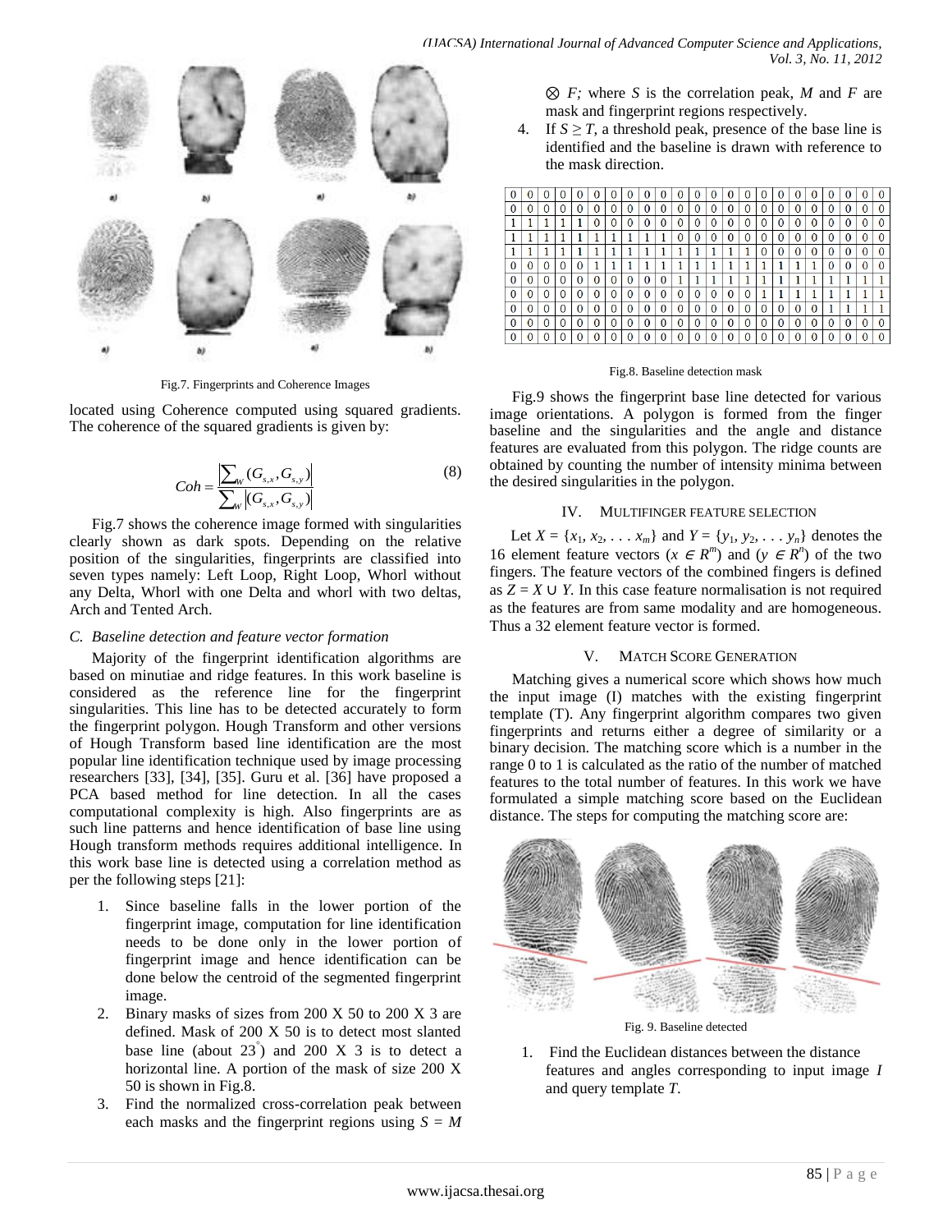Fig.7. Fingerprints and Coherence Images

located using Coherence computed using squared gradients. The coherence of the squared gradients is given by:

$$Coh = \frac{\left|\sum_{W}(G_{s,x}, G_{s,y})\right|}{\sum_{W}\left|(G_{s,x}, G_{s,y})\right|} \tag{8}$$

Fig.7 shows the coherence image formed with singularities clearly shown as dark spots. Depending on the relative position of the singularities, fingerprints are classified into seven types namely: Left Loop, Right Loop, Whorl without any Delta, Whorl with one Delta and whorl with two deltas, Arch and Tented Arch.

### C. Baseline detection and feature vector formation

Majority of the fingerprint identification algorithms are based on minutiae and ridge features. In this work baseline is considered as the reference line for the fingerprint singularities. This line has to be detected accurately to form the fingerprint polygon. Hough Transform and other versions of Hough Transform based line identification are the most popular line identification technique used by image processing researchers [33], [34], [35]. Guru et al. [36] have proposed a PCA based method for line detection. In all the cases computational complexity is high. Also fingerprints are as such line patterns and hence identification of base line using Hough transform methods requires additional intelligence. In this work base line is detected using a correlation method as per the following steps [21]:

1. Since baseline falls in the lower portion of the fingerprint image, computation for line identification needs to be done only in the lower portion of fingerprint image and hence identification can be done below the centroid of the segmented fingerprint image.
2. Binary masks of sizes from 200 X 50 to 200 X 3 are defined. Mask of 200 X 50 is to detect most slanted base line (about 23°) and 200 X 3 is to detect a horizontal line. A portion of the mask of size 200 X 50 is shown in Fig.8.
3. Find the normalized cross-correlation peak between each masks and the fingerprint regions using $S = M \otimes F$; where $S$ is the correlation peak, $M$ and $F$ are mask and fingerprint regions respectively.
4. If $S \geq T$, a threshold peak, presence of the base line is identified and the baseline is drawn with reference to the mask direction.

| 0 | 0 | 0 | 0 | 0 | 0 | 0 | 0 | 0 | 0 | 0 | 0 | 0 | 0 | 0 | 0 | 0 | 0 | 0 | 0 | 0 | 0 | 0 | 0 | 0 |
|---|---|---|---|---|---|---|---|---|---|---|---|---|---|---|---|---|---|---|---|---|---|---|---|---|
| 0 | 0 | 0 | 0 | 0 | 0 | 0 | 0 | 0 | 0 | 0 | 0 | 0 | 0 | 0 | 0 | 0 | 0 | 0 | 0 | 0 | 0 | 0 | 0 | 0 |
| 1 | 1 | 1 | 1 | 1 | 0 | 0 | 0 | 0 | 0 | 0 | 0 | 0 | 0 | 0 | 0 | 0 | 0 | 0 | 0 | 0 | 0 | 0 | 0 | 0 |
| 1 | 1 | 1 | 1 | 1 | 1 | 1 | 1 | 1 | 1 | 0 | 0 | 0 | 0 | 0 | 0 | 0 | 0 | 0 | 0 | 0 | 0 | 0 | 0 | 0 |
| 1 | 1 | 1 | 1 | 1 | 1 | 1 | 1 | 1 | 1 | 1 | 1 | 1 | 1 | 1 | 1 | 0 | 0 | 0 | 0 | 0 | 0 | 0 | 0 | 0 |
| 0 | 0 | 0 | 0 | 0 | 1 | 1 | 1 | 1 | 1 | 1 | 1 | 1 | 1 | 1 | 1 | 1 | 1 | 1 | 1 | 1 | 0 | 0 | 0 | 0 |
| 0 | 0 | 0 | 0 | 0 | 0 | 0 | 0 | 0 | 0 | 1 | 1 | 1 | 1 | 1 | 1 | 1 | 1 | 1 | 1 | 1 | 1 | 1 | 1 | 1 |
| 0 | 0 | 0 | 0 | 0 | 0 | 0 | 0 | 0 | 0 | 0 | 0 | 0 | 0 | 0 | 0 | 1 | 1 | 1 | 1 | 1 | 1 | 1 | 1 | 1 |
| 0 | 0 | 0 | 0 | 0 | 0 | 0 | 0 | 0 | 0 | 0 | 0 | 0 | 0 | 0 | 0 | 0 | 0 | 0 | 0 | 0 | 1 | 1 | 1 | 1 |
| 0 | 0 | 0 | 0 | 0 | 0 | 0 | 0 | 0 | 0 | 0 | 0 | 0 | 0 | 0 | 0 | 0 | 0 | 0 | 0 | 0 | 0 | 0 | 0 | 0 |
| 0 | 0 | 0 | 0 | 0 | 0 | 0 | 0 | 0 | 0 | 0 | 0 | 0 | 0 | 0 | 0 | 0 | 0 | 0 | 0 | 0 | 0 | 0 | 0 | 0 |

Fig.8. Baseline detection mask

Fig.9 shows the fingerprint base line detected for various image orientations. A polygon is formed from the finger baseline and the singularities and the angle and distance features are evaluated from this polygon. The ridge counts are obtained by counting the number of intensity minima between the desired singularities in the polygon.

## IV. MULTIFINGER FEATURE SELECTION

Let $X = \{x_1, x_2, \ldots x_m\}$ and $Y = \{y_1, y_2, \ldots y_n\}$ denotes the 16 element feature vectors ($x \in R^m$) and ($y \in R^n$) of the two fingers. The feature vectors of the combined fingers is defined as $Z = X \cup Y$. In this case feature normalisation is not required as the features are from same modality and are homogeneous. Thus a 32 element feature vector is formed.

## V. MATCH SCORE GENERATION

Matching gives a numerical score which shows how much the input image (I) matches with the existing fingerprint template (T). Any fingerprint algorithm compares two given fingerprints and returns either a degree of similarity or a binary decision. The matching score which is a number in the range 0 to 1 is calculated as the ratio of the number of matched features to the total number of features. In this work we have formulated a simple matching score based on the Euclidean distance. The steps for computing the matching score are:

Fig. 9. Baseline detected

1. Find the Euclidean distances between the distance features and angles corresponding to input image $I$ and query template $T$.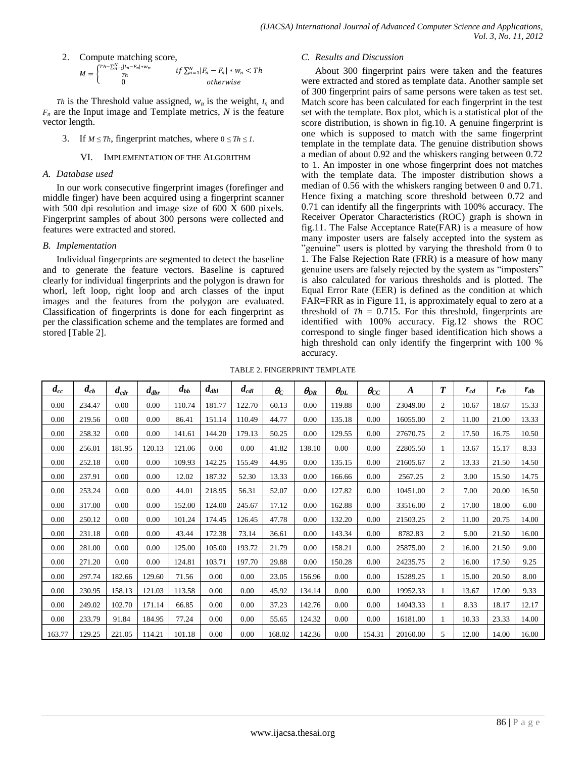2. Compute matching score,

$$M = \begin{cases} \frac{Th - \sum_{n=1}^{N}|I_n - F_n| * w_n}{Th} & if \sum_{n=1}^{N}|F_n - F_n| * w_n < Th \\ 0 & otherwise \end{cases}$$

$Th$ is the Threshold value assigned, $w_n$ is the weight, $I_n$ and $F_n$ are the Input image and Template metrics, $N$ is the feature vector length.

3. If $M \leq Th$, fingerprint matches, where $0 \leq Th \leq 1$.

## VI. Implementation of the Algorithm

### A. Database used

In our work consecutive fingerprint images (forefinger and middle finger) have been acquired using a fingerprint scanner with 500 dpi resolution and image size of 600 X 600 pixels. Fingerprint samples of about 300 persons were collected and features were extracted and stored.

### B. Implementation

Individual fingerprints are segmented to detect the baseline and to generate the feature vectors. Baseline is captured clearly for individual fingerprints and the polygon is drawn for whorl, left loop, right loop and arch classes of the input images and the features from the polygon are evaluated. Classification of fingerprints is done for each fingerprint as per the classification scheme and the templates are formed and stored [Table 2].

### C. Results and Discussion

About 300 fingerprint pairs were taken and the features were extracted and stored as template data. Another sample set of 300 fingerprint pairs of same persons were taken as test set. Match score has been calculated for each fingerprint in the test set with the template. Box plot, which is a statistical plot of the score distribution, is shown in fig.10. A genuine fingerprint is one which is supposed to match with the same fingerprint template in the template data. The genuine distribution shows a median of about 0.92 and the whiskers ranging between 0.72 to 1. An imposter in one whose fingerprint does not matches with the template data. The imposter distribution shows a median of 0.56 with the whiskers ranging between 0 and 0.71. Hence fixing a matching score threshold between 0.72 and 0.71 can identify all the fingerprints with 100% accuracy. The Receiver Operator Characteristics (ROC) graph is shown in fig.11. The False Acceptance Rate(FAR) is a measure of how many imposter users are falsely accepted into the system as "genuine" users is plotted by varying the threshold from 0 to 1. The False Rejection Rate (FRR) is a measure of how many genuine users are falsely rejected by the system as "imposters" is also calculated for various thresholds and is plotted. The Equal Error Rate (EER) is defined as the condition at which FAR=FRR as in Figure 11, is approximately equal to zero at a threshold of $Th$ = 0.715. For this threshold, fingerprints are identified with 100% accuracy. Fig.12 shows the ROC correspond to single finger based identification hich shows a high threshold can only identify the fingerprint with 100 % accuracy.

TABLE 2. FINGERPRINT TEMPLATE

| $d_{cc}$ | $d_{cb}$ | $d_{cdr}$ | $d_{dbr}$ | $d_{bb}$ | $d_{dbl}$ | $d_{cdl}$ | $\theta_C$ | $\theta_{DR}$ | $\theta_{DL}$ | $\theta_{CC}$ | $A$ | $T$ | $r_{cd}$ | $r_{cb}$ | $r_{db}$ |
|---|---|---|---|---|---|---|---|---|---|---|---|---|---|---|---|
| 0.00 | 234.47 | 0.00 | 0.00 | 110.74 | 181.77 | 122.70 | 60.13 | 0.00 | 119.88 | 0.00 | 23049.00 | 2 | 10.67 | 18.67 | 15.33 |
| 0.00 | 219.56 | 0.00 | 0.00 | 86.41 | 151.14 | 110.49 | 44.77 | 0.00 | 135.18 | 0.00 | 16055.00 | 2 | 11.00 | 21.00 | 13.33 |
| 0.00 | 258.32 | 0.00 | 0.00 | 141.61 | 144.20 | 179.13 | 50.25 | 0.00 | 129.55 | 0.00 | 27670.75 | 2 | 17.50 | 16.75 | 10.50 |
| 0.00 | 256.01 | 181.95 | 120.13 | 121.06 | 0.00 | 0.00 | 41.82 | 138.10 | 0.00 | 0.00 | 22805.50 | 1 | 13.67 | 15.17 | 8.33 |
| 0.00 | 252.18 | 0.00 | 0.00 | 109.93 | 142.25 | 155.49 | 44.95 | 0.00 | 135.15 | 0.00 | 21605.67 | 2 | 13.33 | 21.50 | 14.50 |
| 0.00 | 237.91 | 0.00 | 0.00 | 12.02 | 187.32 | 52.30 | 13.33 | 0.00 | 166.66 | 0.00 | 2567.25 | 2 | 3.00 | 15.50 | 14.75 |
| 0.00 | 253.24 | 0.00 | 0.00 | 44.01 | 218.95 | 56.31 | 52.07 | 0.00 | 127.82 | 0.00 | 10451.00 | 2 | 7.00 | 20.00 | 16.50 |
| 0.00 | 317.00 | 0.00 | 0.00 | 152.00 | 124.00 | 245.67 | 17.12 | 0.00 | 162.88 | 0.00 | 33516.00 | 2 | 17.00 | 18.00 | 6.00 |
| 0.00 | 250.12 | 0.00 | 0.00 | 101.24 | 174.45 | 126.45 | 47.78 | 0.00 | 132.20 | 0.00 | 21503.25 | 2 | 11.00 | 20.75 | 14.00 |
| 0.00 | 231.18 | 0.00 | 0.00 | 43.44 | 172.38 | 73.14 | 36.61 | 0.00 | 143.34 | 0.00 | 8782.83 | 2 | 5.00 | 21.50 | 16.00 |
| 0.00 | 281.00 | 0.00 | 0.00 | 125.00 | 105.00 | 193.72 | 21.79 | 0.00 | 158.21 | 0.00 | 25875.00 | 2 | 16.00 | 21.50 | 9.00 |
| 0.00 | 271.20 | 0.00 | 0.00 | 124.81 | 103.71 | 197.70 | 29.88 | 0.00 | 150.28 | 0.00 | 24235.75 | 2 | 16.00 | 17.50 | 9.25 |
| 0.00 | 297.74 | 182.66 | 129.60 | 71.56 | 0.00 | 0.00 | 23.05 | 156.96 | 0.00 | 0.00 | 15289.25 | 1 | 15.00 | 20.50 | 8.00 |
| 0.00 | 230.95 | 158.13 | 121.03 | 113.58 | 0.00 | 0.00 | 45.92 | 134.14 | 0.00 | 0.00 | 19952.33 | 1 | 13.67 | 17.00 | 9.33 |
| 0.00 | 249.02 | 102.70 | 171.14 | 66.85 | 0.00 | 0.00 | 37.23 | 142.76 | 0.00 | 0.00 | 14043.33 | 1 | 8.33 | 18.17 | 12.17 |
| 0.00 | 233.79 | 91.84 | 184.95 | 77.24 | 0.00 | 0.00 | 55.65 | 124.32 | 0.00 | 0.00 | 16181.00 | 1 | 10.33 | 23.33 | 14.00 |
| 163.77 | 129.25 | 221.05 | 114.21 | 101.18 | 0.00 | 0.00 | 168.02 | 142.36 | 0.00 | 154.31 | 20160.00 | 5 | 12.00 | 14.00 | 16.00 |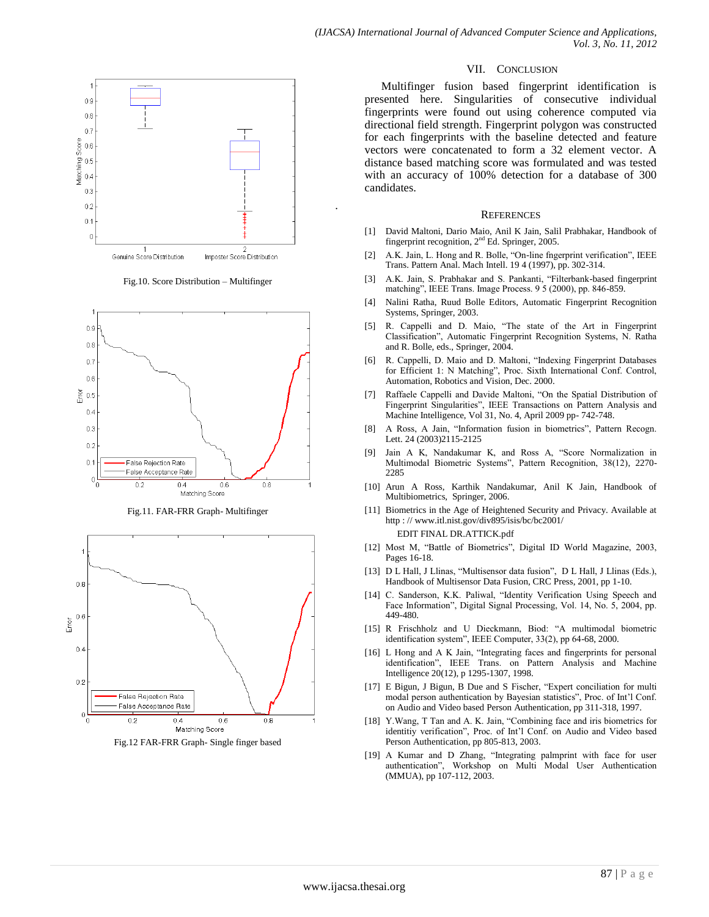Fig.10. Score Distribution – Multifinger

Fig.11. FAR-FRR Graph- Multifinger

Fig.12 FAR-FRR Graph- Single finger based

## VII. Conclusion

Multifinger fusion based fingerprint identification is presented here. Singularities of consecutive individual fingerprints were found out using coherence computed via directional field strength. Fingerprint polygon was constructed for each fingerprints with the baseline detected and feature vectors were concatenated to form a 32 element vector. A distance based matching score was formulated and was tested with an accuracy of 100% detection for a database of 300 candidates.

## References

[1] David Maltoni, Dario Maio, Anil K Jain, Salil Prabhakar, Handbook of fingerprint recognition, 2nd Ed. Springer, 2005.

[2] A.K. Jain, L. Hong and R. Bolle, "On-line fngerprint verification", IEEE Trans. Pattern Anal. Mach Intell. 19 4 (1997), pp. 302-314.

[3] A.K. Jain, S. Prabhakar and S. Pankanti, "Filterbank-based fingerprint matching", IEEE Trans. Image Process. 9 5 (2000), pp. 846-859.

[4] Nalini Ratha, Ruud Bolle Editors, Automatic Fingerprint Recognition Systems, Springer, 2003.

[5] R. Cappelli and D. Maio, "The state of the Art in Fingerprint Classification", Automatic Fingerprint Recognition Systems, N. Ratha and R. Bolle, eds., Springer, 2004.

[6] R. Cappelli, D. Maio and D. Maltoni, "Indexing Fingerprint Databases for Efficient 1: N Matching", Proc. Sixth International Conf. Control, Automation, Robotics and Vision, Dec. 2000.

[7] Raffaele Cappelli and Davide Maltoni, "On the Spatial Distribution of Fingerprint Singularities", IEEE Transactions on Pattern Analysis and Machine Intelligence, Vol 31, No. 4, April 2009 pp- 742-748.

[8] A Ross, A Jain, "Information fusion in biometrics", Pattern Recogn. Lett. 24 (2003)2115-2125

[9] Jain A K, Nandakumar K, and Ross A, "Score Normalization in Multimodal Biometric Systems", Pattern Recognition, 38(12), 2270-2285

[10] Arun A Ross, Karthik Nandakumar, Anil K Jain, Handbook of Multibiometrics, Springer, 2006.

[11] Biometrics in the Age of Heightened Security and Privacy. Available at http : // www.itl.nist.gov/div895/isis/bc/bc2001/ EDIT FINAL DR.ATTICK.pdf

[12] Most M, "Battle of Biometrics", Digital ID World Magazine, 2003, Pages 16-18.

[13] D L Hall, J Llinas, "Multisensor data fusion", D L Hall, J Llinas (Eds.), Handbook of Multisensor Data Fusion, CRC Press, 2001, pp 1-10.

[14] C. Sanderson, K.K. Paliwal, "Identity Verification Using Speech and Face Information", Digital Signal Processing, Vol. 14, No. 5, 2004, pp. 449-480.

[15] R Frischholz and U Dieckmann, Biod: "A multimodal biometric identification system", IEEE Computer, 33(2), pp 64-68, 2000.

[16] L Hong and A K Jain, "Integrating faces and fingerprints for personal identification", IEEE Trans. on Pattern Analysis and Machine Intelligence 20(12), p 1295-1307, 1998.

[17] E Bigun, J Bigun, B Due and S Fischer, "Expert conciliation for multi modal person authentication by Bayesian statistics", Proc. of Int'l Conf. on Audio and Video based Person Authentication, pp 311-318, 1997.

[18] Y.Wang, T Tan and A. K. Jain, "Combining face and iris biometrics for identitiy verification", Proc. of Int'l Conf. on Audio and Video based Person Authentication, pp 805-813, 2003.

[19] A Kumar and D Zhang, "Integrating palmprint with face for user authentication", Workshop on Multi Modal User Authentication (MMUA), pp 107-112, 2003.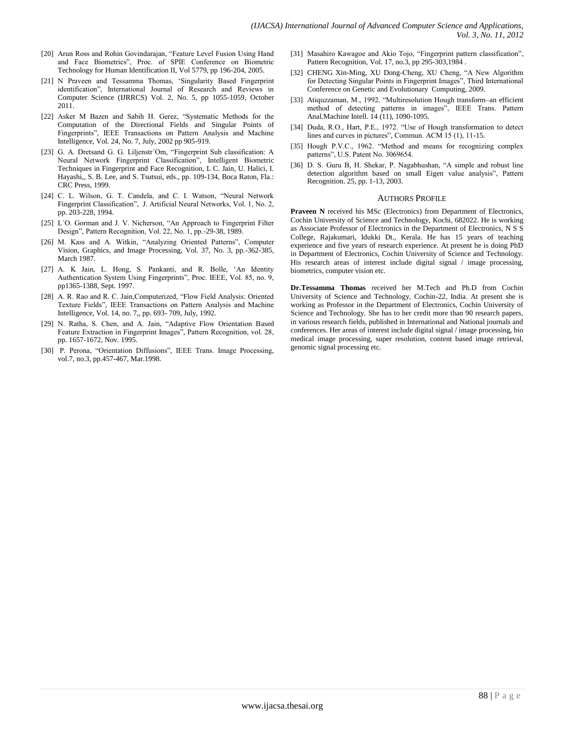[20] Arun Ross and Rohin Govindarajan, "Feature Level Fusion Using Hand and Face Biometrics", Proc. of SPIE Conference on Biometric Technology for Human Identification II, Vol 5779, pp 196-204, 2005.

[21] N Praveen and Tessamma Thomas, 'Singularity Based Fingerprint identification", International Journal of Research and Reviews in Computer Science (IJRRCS) Vol. 2, No. 5, pp 1055-1059, October 2011.

[22] Asker M Bazen and Sabih H. Gerez, "Systematic Methods for the Computation of the Directional Fields and Singular Points of Fingerprints", IEEE Transactions on Pattern Analysis and Machine Intelligence, Vol. 24, No. 7, July, 2002 pp 905-919.

[23] G. A. Dretsand G. G. Liljenstr´Om, "Fingerprint Sub classification: A Neural Network Fingerprint Classification", Intelligent Biometric Techniques in Fingerprint and Face Recognition, L C. Jain, U. Halici, I. Hayashi,, S. B. Lee, and S. Tsutsui, eds., pp. 109-134, Boca Raton, Fla.: CRC Press, 1999.

[24] C. L. Wilson, G. T. Candela, and C. I. Watson, "Neural Network Fingerprint Classification", J. Artificial Neural Networks, Vol. 1, No. 2, pp. 203-228, 1994.

[25] L´O. Gorman and J. V. Nicherson, "An Approach to Fingerprint Filter Design", Pattern Recognition, Vol. 22, No. 1, pp.-29-38, 1989.

[26] M. Kass and A. Witkin, "Analyzing Oriented Patterns", Computer Vision, Graphics, and Image Processing, Vol. 37, No. 3, pp.-362-385, March 1987.

[27] A. K Jain, L. Hong, S. Pankanti, and R. Bolle, 'An Identity Authentication System Using Fingerprints", Proc. IEEE, Vol. 85, no. 9, pp1365-1388, Sept. 1997.

[28] A. R. Rao and R. C. Jain,Computerized, "Flow Field Analysis: Oriented Texture Fields", IEEE Transactions on Pattern Analysis and Machine Intelligence, Vol. 14, no. 7,, pp. 693- 709, July, 1992.

[29] N. Ratha, S. Chen, and A. Jain, "Adaptive Flow Orientation Based Feature Extraction in Fingerprint Images", Pattern Recognition, vol. 28, pp. 1657-1672, Nov. 1995.

[30] P. Perona, "Orientation Diffusions", IEEE Trans. Image Processing, vol.7, no.3, pp.457-467, Mar.1998.

[31] Masahiro Kawagoe and Akio Tojo, "Fingerprint pattern classification", Pattern Recognition, Vol. 17, no.3, pp 295-303,1984 .

[32] CHENG Xin-Ming, XU Dong-Cheng, XU Cheng, "A New Algorithm for Detecting Singular Points in Fingerprint Images", Third International Conference on Genetic and Evolutionary Computing, 2009.

[33] Atiquzzaman, M., 1992. "Multiresolution Hough transform–an efficient method of detecting patterns in images", IEEE Trans. Pattern Anal.Machine Intell. 14 (11), 1090-1095.

[34] Duda, R.O., Hart, P.E., 1972. "Use of Hough transformation to detect lines and curves in pictures", Commun. ACM 15 (1), 11-15.

[35] Hough P.V.C., 1962. "Method and means for recognizing complex patterns", U.S. Patent No. 3069654.

[36] D. S. Guru B, H. Shekar, P. Nagabhushan, "A simple and robust line detection algorithm based on small Eigen value analysis", Pattern Recognition. 25, pp. 1-13, 2003.

## AUTHORS PROFILE

**Praveen N** received his MSc (Electronics) from Department of Electronics, Cochin University of Science and Technology, Kochi, 682022. He is working as Associate Professor of Electronics in the Department of Electronics, N S S College, Rajakumari, Idukki Dt., Kerala. He has 15 years of teaching experience and five years of research experience. At present he is doing PhD in Department of Electronics, Cochin University of Science and Technology. His research areas of interest include digital signal / image processing, biometrics, computer vision etc.

**Dr.Tessamma Thomas** received her M.Tech and Ph.D from Cochin University of Science and Technology, Cochin-22, India. At present she is working as Professor in the Department of Electronics, Cochin University of Science and Technology. She has to her credit more than 90 research papers, in various research fields, published in International and National journals and conferences. Her areas of interest include digital signal / image processing, bio medical image processing, super resolution, content based image retrieval, genomic signal processing etc.